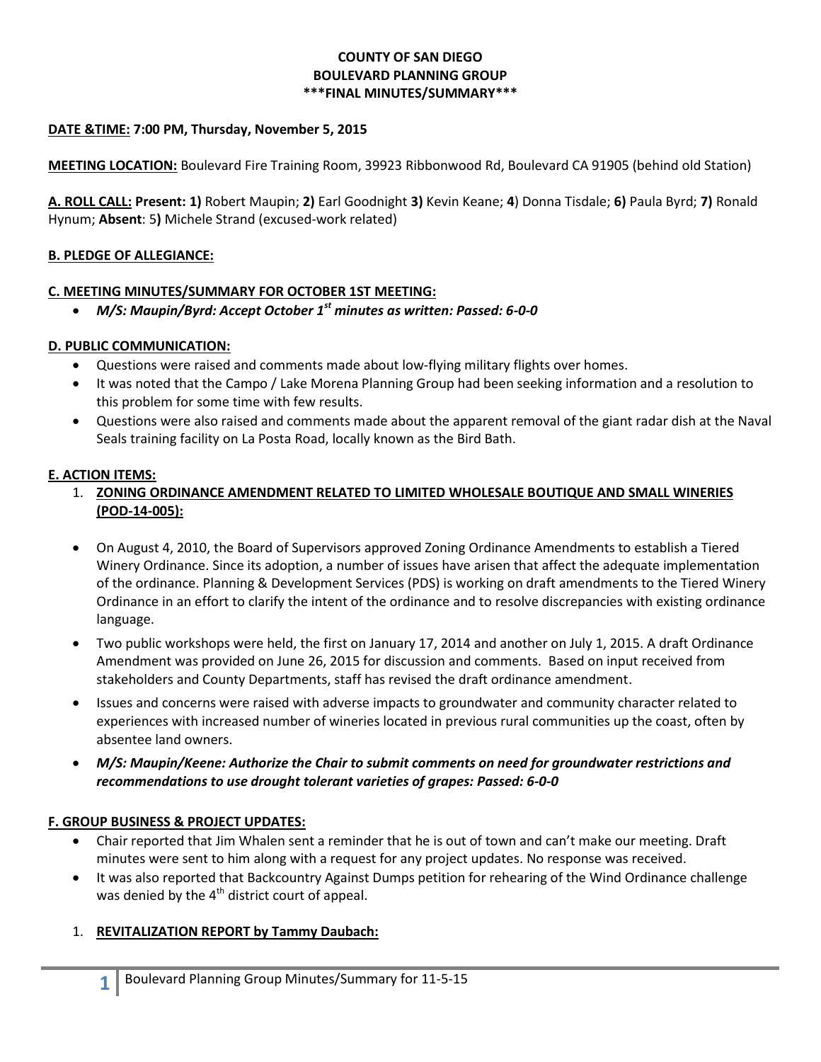**COUNTY OF SAN DIEGO**
**BOULEVARD PLANNING GROUP**
**\*\*\*FINAL MINUTES/SUMMARY\*\*\***

**DATE &TIME: 7:00 PM, Thursday, November 5, 2015**

**MEETING LOCATION:** Boulevard Fire Training Room, 39923 Ribbonwood Rd, Boulevard CA 91905 (behind old Station)

**A. ROLL CALL: Present: 1)** Robert Maupin; **2)** Earl Goodnight **3)** Kevin Keane; **4**) Donna Tisdale; **6)** Paula Byrd; **7)** Ronald Hynum; **Absent**: 5**)** Michele Strand (excused-work related)

**B. PLEDGE OF ALLEGIANCE:**

**C. MEETING MINUTES/SUMMARY FOR OCTOBER 1ST MEETING:**

- ***M/S: Maupin/Byrd: Accept October 1st minutes as written: Passed: 6-0-0***

**D. PUBLIC COMMUNICATION:**

- Questions were raised and comments made about low-flying military flights over homes.
- It was noted that the Campo / Lake Morena Planning Group had been seeking information and a resolution to this problem for some time with few results.
- Questions were also raised and comments made about the apparent removal of the giant radar dish at the Naval Seals training facility on La Posta Road, locally known as the Bird Bath.

**E. ACTION ITEMS:**

1. **ZONING ORDINANCE AMENDMENT RELATED TO LIMITED WHOLESALE BOUTIQUE AND SMALL WINERIES (POD-14-005):**

- On August 4, 2010, the Board of Supervisors approved Zoning Ordinance Amendments to establish a Tiered Winery Ordinance. Since its adoption, a number of issues have arisen that affect the adequate implementation of the ordinance. Planning & Development Services (PDS) is working on draft amendments to the Tiered Winery Ordinance in an effort to clarify the intent of the ordinance and to resolve discrepancies with existing ordinance language.
- Two public workshops were held, the first on January 17, 2014 and another on July 1, 2015. A draft Ordinance Amendment was provided on June 26, 2015 for discussion and comments. Based on input received from stakeholders and County Departments, staff has revised the draft ordinance amendment.
- Issues and concerns were raised with adverse impacts to groundwater and community character related to experiences with increased number of wineries located in previous rural communities up the coast, often by absentee land owners.
- ***M/S: Maupin/Keene: Authorize the Chair to submit comments on need for groundwater restrictions and recommendations to use drought tolerant varieties of grapes: Passed: 6-0-0***

**F. GROUP BUSINESS & PROJECT UPDATES:**

- Chair reported that Jim Whalen sent a reminder that he is out of town and can't make our meeting. Draft minutes were sent to him along with a request for any project updates. No response was received.
- It was also reported that Backcountry Against Dumps petition for rehearing of the Wind Ordinance challenge was denied by the 4th district court of appeal.

1. **REVITALIZATION REPORT by Tammy Daubach:**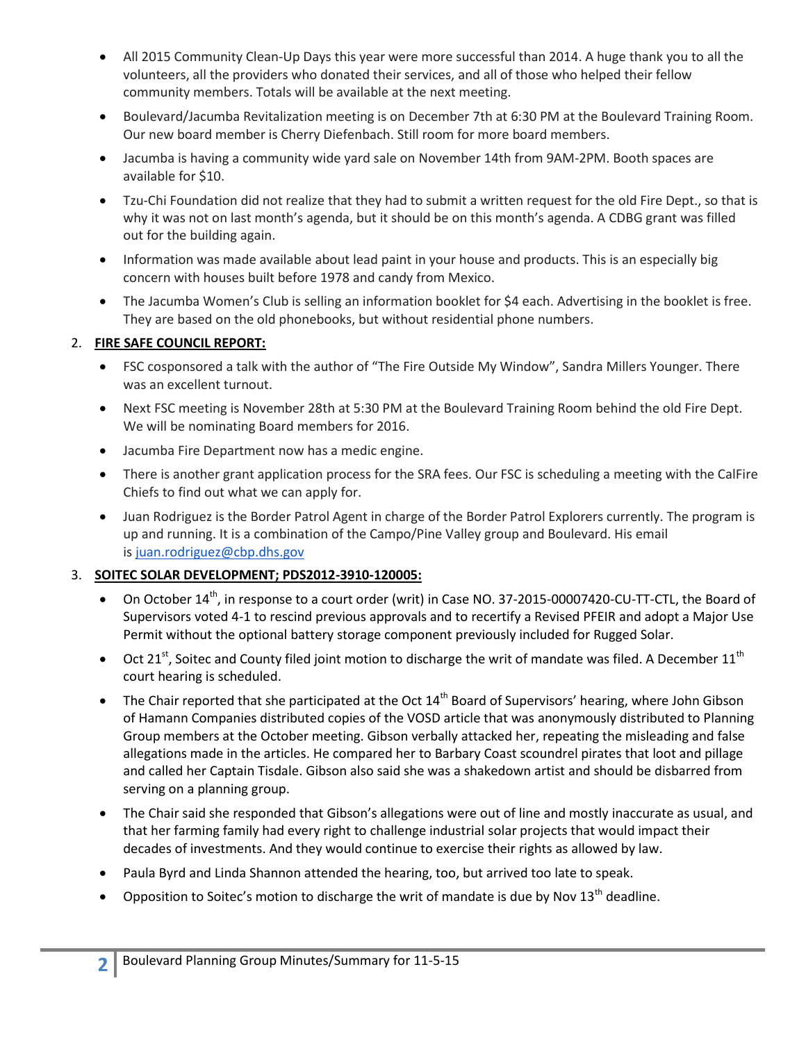- All 2015 Community Clean-Up Days this year were more successful than 2014. A huge thank you to all the volunteers, all the providers who donated their services, and all of those who helped their fellow community members. Totals will be available at the next meeting.
- Boulevard/Jacumba Revitalization meeting is on December 7th at 6:30 PM at the Boulevard Training Room. Our new board member is Cherry Diefenbach. Still room for more board members.
- Jacumba is having a community wide yard sale on November 14th from 9AM-2PM. Booth spaces are available for $10.
- Tzu-Chi Foundation did not realize that they had to submit a written request for the old Fire Dept., so that is why it was not on last month's agenda, but it should be on this month's agenda. A CDBG grant was filled out for the building again.
- Information was made available about lead paint in your house and products. This is an especially big concern with houses built before 1978 and candy from Mexico.
- The Jacumba Women's Club is selling an information booklet for $4 each. Advertising in the booklet is free. They are based on the old phonebooks, but without residential phone numbers.

2. **FIRE SAFE COUNCIL REPORT:**
   - FSC cosponsored a talk with the author of "The Fire Outside My Window", Sandra Millers Younger. There was an excellent turnout.
   - Next FSC meeting is November 28th at 5:30 PM at the Boulevard Training Room behind the old Fire Dept. We will be nominating Board members for 2016.
   - Jacumba Fire Department now has a medic engine.
   - There is another grant application process for the SRA fees. Our FSC is scheduling a meeting with the CalFire Chiefs to find out what we can apply for.
   - Juan Rodriguez is the Border Patrol Agent in charge of the Border Patrol Explorers currently. The program is up and running. It is a combination of the Campo/Pine Valley group and Boulevard. His email is juan.rodriguez@cbp.dhs.gov

3. **SOITEC SOLAR DEVELOPMENT; PDS2012-3910-120005:**
   - On October 14th, in response to a court order (writ) in Case NO. 37-2015-00007420-CU-TT-CTL, the Board of Supervisors voted 4-1 to rescind previous approvals and to recertify a Revised PFEIR and adopt a Major Use Permit without the optional battery storage component previously included for Rugged Solar.
   - Oct 21st, Soitec and County filed joint motion to discharge the writ of mandate was filed. A December 11th court hearing is scheduled.
   - The Chair reported that she participated at the Oct 14th Board of Supervisors' hearing, where John Gibson of Hamann Companies distributed copies of the VOSD article that was anonymously distributed to Planning Group members at the October meeting. Gibson verbally attacked her, repeating the misleading and false allegations made in the articles. He compared her to Barbary Coast scoundrel pirates that loot and pillage and called her Captain Tisdale. Gibson also said she was a shakedown artist and should be disbarred from serving on a planning group.
   - The Chair said she responded that Gibson's allegations were out of line and mostly inaccurate as usual, and that her farming family had every right to challenge industrial solar projects that would impact their decades of investments. And they would continue to exercise their rights as allowed by law.
   - Paula Byrd and Linda Shannon attended the hearing, too, but arrived too late to speak.
   - Opposition to Soitec's motion to discharge the writ of mandate is due by Nov 13th deadline.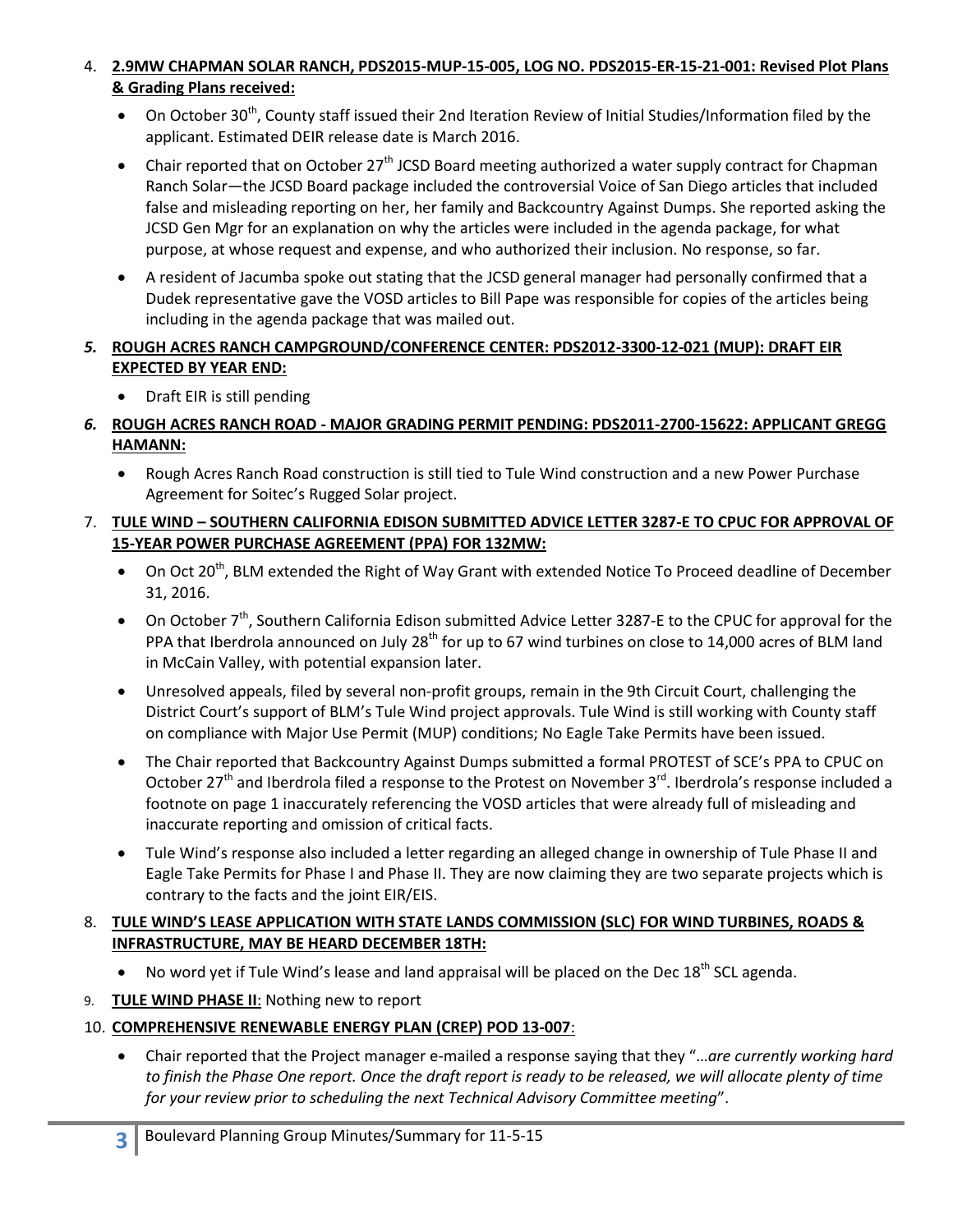4. **2.9MW CHAPMAN SOLAR RANCH, PDS2015-MUP-15-005, LOG NO. PDS2015-ER-15-21-001: Revised Plot Plans & Grading Plans received:**
   - On October 30th, County staff issued their 2nd Iteration Review of Initial Studies/Information filed by the applicant. Estimated DEIR release date is March 2016.
   - Chair reported that on October 27th JCSD Board meeting authorized a water supply contract for Chapman Ranch Solar—the JCSD Board package included the controversial Voice of San Diego articles that included false and misleading reporting on her, her family and Backcountry Against Dumps. She reported asking the JCSD Gen Mgr for an explanation on why the articles were included in the agenda package, for what purpose, at whose request and expense, and who authorized their inclusion. No response, so far.
   - A resident of Jacumba spoke out stating that the JCSD general manager had personally confirmed that a Dudek representative gave the VOSD articles to Bill Pape was responsible for copies of the articles being including in the agenda package that was mailed out.

5. ***ROUGH ACRES RANCH CAMPGROUND/CONFERENCE CENTER: PDS2012-3300-12-021 (MUP): DRAFT EIR EXPECTED BY YEAR END:***
   - Draft EIR is still pending

6. ***ROUGH ACRES RANCH ROAD - MAJOR GRADING PERMIT PENDING: PDS2011-2700-15622: APPLICANT GREGG HAMANN:***
   - Rough Acres Ranch Road construction is still tied to Tule Wind construction and a new Power Purchase Agreement for Soitec's Rugged Solar project.

7. **TULE WIND – SOUTHERN CALIFORNIA EDISON SUBMITTED ADVICE LETTER 3287-E TO CPUC FOR APPROVAL OF 15-YEAR POWER PURCHASE AGREEMENT (PPA) FOR 132MW:**
   - On Oct 20th, BLM extended the Right of Way Grant with extended Notice To Proceed deadline of December 31, 2016.
   - On October 7th, Southern California Edison submitted Advice Letter 3287-E to the CPUC for approval for the PPA that Iberdrola announced on July 28th for up to 67 wind turbines on close to 14,000 acres of BLM land in McCain Valley, with potential expansion later.
   - Unresolved appeals, filed by several non-profit groups, remain in the 9th Circuit Court, challenging the District Court's support of BLM's Tule Wind project approvals. Tule Wind is still working with County staff on compliance with Major Use Permit (MUP) conditions; No Eagle Take Permits have been issued.
   - The Chair reported that Backcountry Against Dumps submitted a formal PROTEST of SCE's PPA to CPUC on October 27th and Iberdrola filed a response to the Protest on November 3rd. Iberdrola's response included a footnote on page 1 inaccurately referencing the VOSD articles that were already full of misleading and inaccurate reporting and omission of critical facts.
   - Tule Wind's response also included a letter regarding an alleged change in ownership of Tule Phase II and Eagle Take Permits for Phase I and Phase II. They are now claiming they are two separate projects which is contrary to the facts and the joint EIR/EIS.

8. **TULE WIND'S LEASE APPLICATION WITH STATE LANDS COMMISSION (SLC) FOR WIND TURBINES, ROADS & INFRASTRUCTURE, MAY BE HEARD DECEMBER 18TH:**
   - No word yet if Tule Wind's lease and land appraisal will be placed on the Dec 18th SCL agenda.

9. **TULE WIND PHASE II**: Nothing new to report

10. **COMPREHENSIVE RENEWABLE ENERGY PLAN (CREP) POD 13-007**:
    - Chair reported that the Project manager e-mailed a response saying that they "*…are currently working hard to finish the Phase One report. Once the draft report is ready to be released, we will allocate plenty of time for your review prior to scheduling the next Technical Advisory Committee meeting*".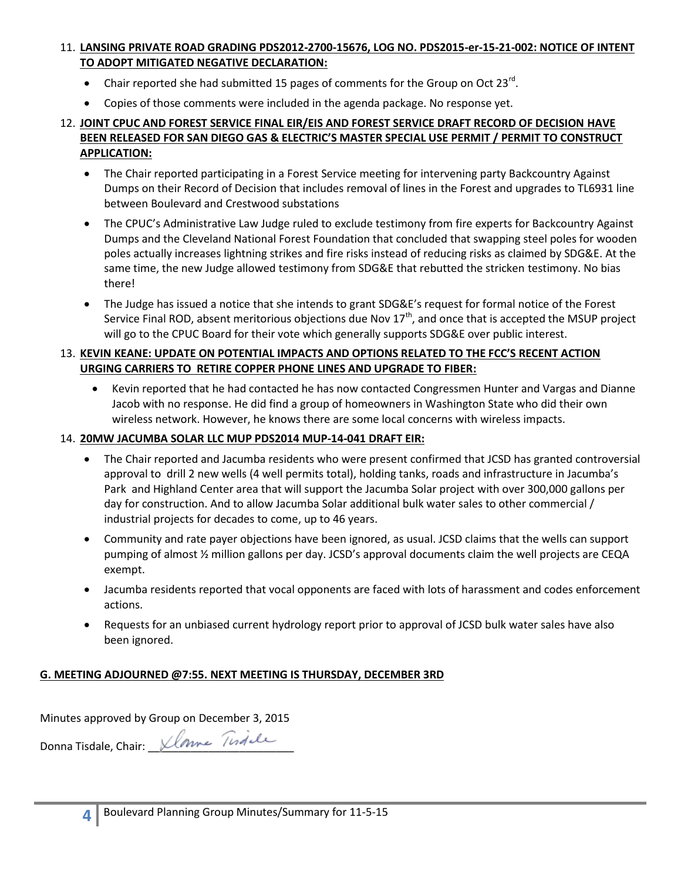11. **LANSING PRIVATE ROAD GRADING PDS2012-2700-15676, LOG NO. PDS2015-er-15-21-002: NOTICE OF INTENT TO ADOPT MITIGATED NEGATIVE DECLARATION:**
    - Chair reported she had submitted 15 pages of comments for the Group on Oct 23rd.
    - Copies of those comments were included in the agenda package. No response yet.

12. **JOINT CPUC AND FOREST SERVICE FINAL EIR/EIS AND FOREST SERVICE DRAFT RECORD OF DECISION HAVE BEEN RELEASED FOR SAN DIEGO GAS & ELECTRIC'S MASTER SPECIAL USE PERMIT / PERMIT TO CONSTRUCT APPLICATION:**
    - The Chair reported participating in a Forest Service meeting for intervening party Backcountry Against Dumps on their Record of Decision that includes removal of lines in the Forest and upgrades to TL6931 line between Boulevard and Crestwood substations
    - The CPUC's Administrative Law Judge ruled to exclude testimony from fire experts for Backcountry Against Dumps and the Cleveland National Forest Foundation that concluded that swapping steel poles for wooden poles actually increases lightning strikes and fire risks instead of reducing risks as claimed by SDG&E. At the same time, the new Judge allowed testimony from SDG&E that rebutted the stricken testimony. No bias there!
    - The Judge has issued a notice that she intends to grant SDG&E's request for formal notice of the Forest Service Final ROD, absent meritorious objections due Nov 17th, and once that is accepted the MSUP project will go to the CPUC Board for their vote which generally supports SDG&E over public interest.

13. **KEVIN KEANE: UPDATE ON POTENTIAL IMPACTS AND OPTIONS RELATED TO THE FCC'S RECENT ACTION URGING CARRIERS TO RETIRE COPPER PHONE LINES AND UPGRADE TO FIBER:**
    - Kevin reported that he had contacted he has now contacted Congressmen Hunter and Vargas and Dianne Jacob with no response. He did find a group of homeowners in Washington State who did their own wireless network. However, he knows there are some local concerns with wireless impacts.

14. **20MW JACUMBA SOLAR LLC MUP PDS2014 MUP-14-041 DRAFT EIR:**
    - The Chair reported and Jacumba residents who were present confirmed that JCSD has granted controversial approval to drill 2 new wells (4 well permits total), holding tanks, roads and infrastructure in Jacumba's Park and Highland Center area that will support the Jacumba Solar project with over 300,000 gallons per day for construction. And to allow Jacumba Solar additional bulk water sales to other commercial / industrial projects for decades to come, up to 46 years.
    - Community and rate payer objections have been ignored, as usual. JCSD claims that the wells can support pumping of almost ½ million gallons per day. JCSD's approval documents claim the well projects are CEQA exempt.
    - Jacumba residents reported that vocal opponents are faced with lots of harassment and codes enforcement actions.
    - Requests for an unbiased current hydrology report prior to approval of JCSD bulk water sales have also been ignored.

**G. MEETING ADJOURNED @7:55. NEXT MEETING IS THURSDAY, DECEMBER 3RD**

Minutes approved by Group on December 3, 2015

Donna Tisdale, Chair: Donna Tisdale